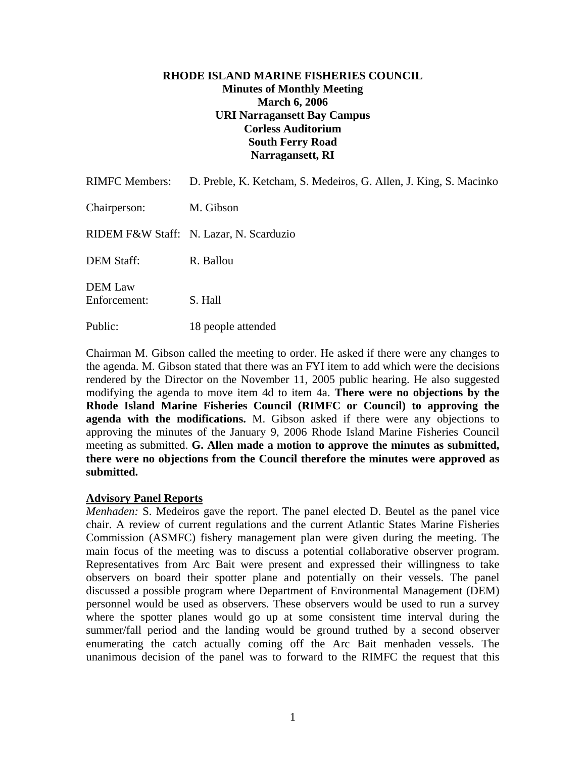**RHODE ISLAND MARINE FISHERIES COUNCIL**
**Minutes of Monthly Meeting**
**March 6, 2006**
**URI Narragansett Bay Campus**
**Corless Auditorium**
**South Ferry Road**
**Narragansett, RI**

RIMFC Members: D. Preble, K. Ketcham, S. Medeiros, G. Allen, J. King, S. Macinko

Chairperson: M. Gibson

RIDEM F&W Staff: N. Lazar, N. Scarduzio

DEM Staff: R. Ballou

DEM Law Enforcement: S. Hall

Public: 18 people attended

Chairman M. Gibson called the meeting to order. He asked if there were any changes to the agenda. M. Gibson stated that there was an FYI item to add which were the decisions rendered by the Director on the November 11, 2005 public hearing. He also suggested modifying the agenda to move item 4d to item 4a. **There were no objections by the Rhode Island Marine Fisheries Council (RIMFC or Council) to approving the agenda with the modifications.** M. Gibson asked if there were any objections to approving the minutes of the January 9, 2006 Rhode Island Marine Fisheries Council meeting as submitted. **G. Allen made a motion to approve the minutes as submitted, there were no objections from the Council therefore the minutes were approved as submitted.**

**Advisory Panel Reports**

*Menhaden:* S. Medeiros gave the report. The panel elected D. Beutel as the panel vice chair. A review of current regulations and the current Atlantic States Marine Fisheries Commission (ASMFC) fishery management plan were given during the meeting. The main focus of the meeting was to discuss a potential collaborative observer program. Representatives from Arc Bait were present and expressed their willingness to take observers on board their spotter plane and potentially on their vessels. The panel discussed a possible program where Department of Environmental Management (DEM) personnel would be used as observers. These observers would be used to run a survey where the spotter planes would go up at some consistent time interval during the summer/fall period and the landing would be ground truthed by a second observer enumerating the catch actually coming off the Arc Bait menhaden vessels. The unanimous decision of the panel was to forward to the RIMFC the request that this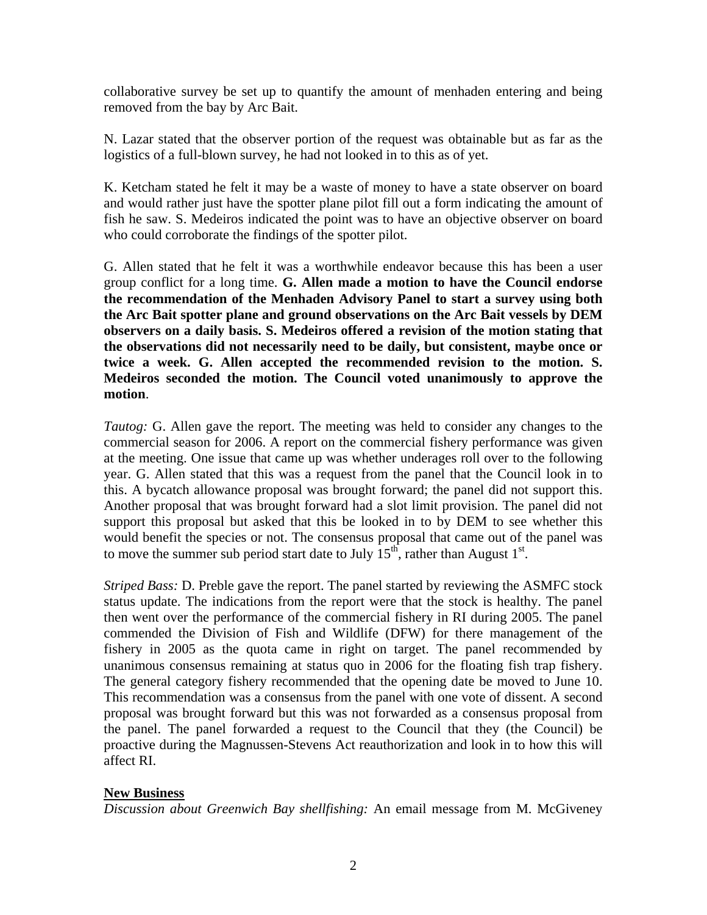collaborative survey be set up to quantify the amount of menhaden entering and being removed from the bay by Arc Bait.

N. Lazar stated that the observer portion of the request was obtainable but as far as the logistics of a full-blown survey, he had not looked in to this as of yet.

K. Ketcham stated he felt it may be a waste of money to have a state observer on board and would rather just have the spotter plane pilot fill out a form indicating the amount of fish he saw. S. Medeiros indicated the point was to have an objective observer on board who could corroborate the findings of the spotter pilot.

G. Allen stated that he felt it was a worthwhile endeavor because this has been a user group conflict for a long time. **G. Allen made a motion to have the Council endorse the recommendation of the Menhaden Advisory Panel to start a survey using both the Arc Bait spotter plane and ground observations on the Arc Bait vessels by DEM observers on a daily basis. S. Medeiros offered a revision of the motion stating that the observations did not necessarily need to be daily, but consistent, maybe once or twice a week. G. Allen accepted the recommended revision to the motion. S. Medeiros seconded the motion. The Council voted unanimously to approve the motion**.

*Tautog:* G. Allen gave the report. The meeting was held to consider any changes to the commercial season for 2006. A report on the commercial fishery performance was given at the meeting. One issue that came up was whether underages roll over to the following year. G. Allen stated that this was a request from the panel that the Council look in to this. A bycatch allowance proposal was brought forward; the panel did not support this. Another proposal that was brought forward had a slot limit provision. The panel did not support this proposal but asked that this be looked in to by DEM to see whether this would benefit the species or not. The consensus proposal that came out of the panel was to move the summer sub period start date to July 15th, rather than August 1st.

*Striped Bass:* D. Preble gave the report. The panel started by reviewing the ASMFC stock status update. The indications from the report were that the stock is healthy. The panel then went over the performance of the commercial fishery in RI during 2005. The panel commended the Division of Fish and Wildlife (DFW) for there management of the fishery in 2005 as the quota came in right on target. The panel recommended by unanimous consensus remaining at status quo in 2006 for the floating fish trap fishery. The general category fishery recommended that the opening date be moved to June 10. This recommendation was a consensus from the panel with one vote of dissent. A second proposal was brought forward but this was not forwarded as a consensus proposal from the panel. The panel forwarded a request to the Council that they (the Council) be proactive during the Magnussen-Stevens Act reauthorization and look in to how this will affect RI.

**New Business**

*Discussion about Greenwich Bay shellfishing:* An email message from M. McGiveney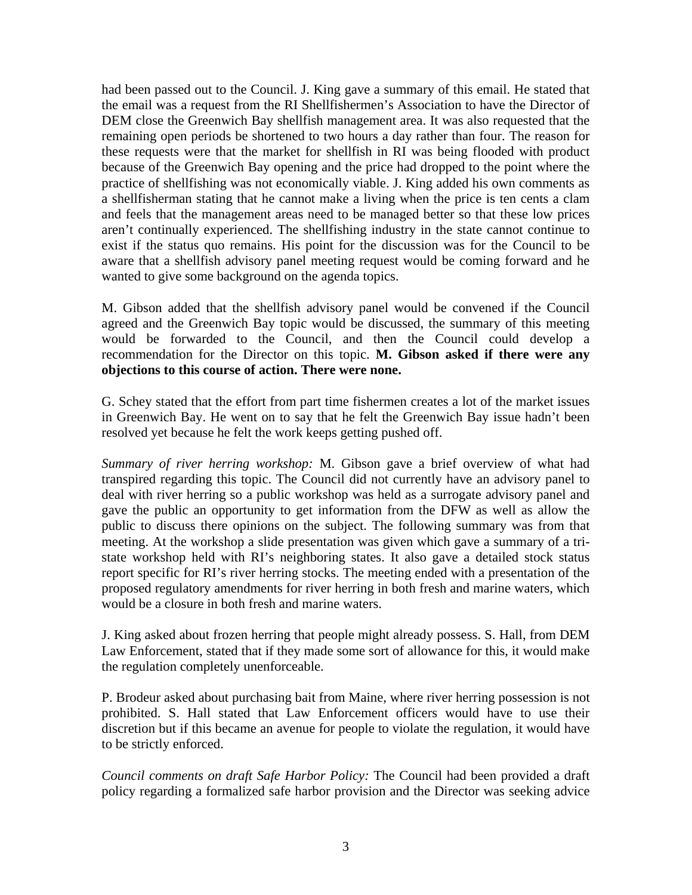had been passed out to the Council. J. King gave a summary of this email. He stated that the email was a request from the RI Shellfishermen's Association to have the Director of DEM close the Greenwich Bay shellfish management area. It was also requested that the remaining open periods be shortened to two hours a day rather than four. The reason for these requests were that the market for shellfish in RI was being flooded with product because of the Greenwich Bay opening and the price had dropped to the point where the practice of shellfishing was not economically viable. J. King added his own comments as a shellfisherman stating that he cannot make a living when the price is ten cents a clam and feels that the management areas need to be managed better so that these low prices aren't continually experienced. The shellfishing industry in the state cannot continue to exist if the status quo remains. His point for the discussion was for the Council to be aware that a shellfish advisory panel meeting request would be coming forward and he wanted to give some background on the agenda topics.

M. Gibson added that the shellfish advisory panel would be convened if the Council agreed and the Greenwich Bay topic would be discussed, the summary of this meeting would be forwarded to the Council, and then the Council could develop a recommendation for the Director on this topic. **M. Gibson asked if there were any objections to this course of action. There were none.**

G. Schey stated that the effort from part time fishermen creates a lot of the market issues in Greenwich Bay. He went on to say that he felt the Greenwich Bay issue hadn't been resolved yet because he felt the work keeps getting pushed off.

*Summary of river herring workshop:* M. Gibson gave a brief overview of what had transpired regarding this topic. The Council did not currently have an advisory panel to deal with river herring so a public workshop was held as a surrogate advisory panel and gave the public an opportunity to get information from the DFW as well as allow the public to discuss there opinions on the subject. The following summary was from that meeting. At the workshop a slide presentation was given which gave a summary of a tri-state workshop held with RI's neighboring states. It also gave a detailed stock status report specific for RI's river herring stocks. The meeting ended with a presentation of the proposed regulatory amendments for river herring in both fresh and marine waters, which would be a closure in both fresh and marine waters.

J. King asked about frozen herring that people might already possess. S. Hall, from DEM Law Enforcement, stated that if they made some sort of allowance for this, it would make the regulation completely unenforceable.

P. Brodeur asked about purchasing bait from Maine, where river herring possession is not prohibited. S. Hall stated that Law Enforcement officers would have to use their discretion but if this became an avenue for people to violate the regulation, it would have to be strictly enforced.

*Council comments on draft Safe Harbor Policy:* The Council had been provided a draft policy regarding a formalized safe harbor provision and the Director was seeking advice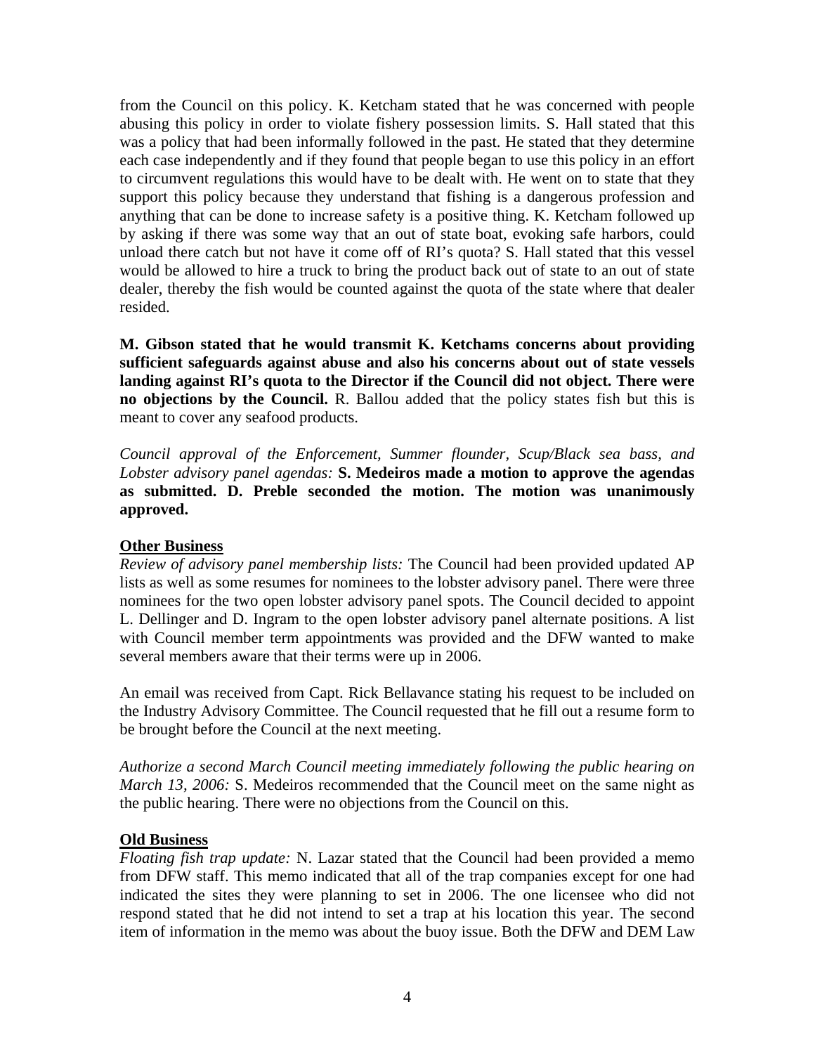from the Council on this policy. K. Ketcham stated that he was concerned with people abusing this policy in order to violate fishery possession limits. S. Hall stated that this was a policy that had been informally followed in the past. He stated that they determine each case independently and if they found that people began to use this policy in an effort to circumvent regulations this would have to be dealt with. He went on to state that they support this policy because they understand that fishing is a dangerous profession and anything that can be done to increase safety is a positive thing. K. Ketcham followed up by asking if there was some way that an out of state boat, evoking safe harbors, could unload there catch but not have it come off of RI's quota? S. Hall stated that this vessel would be allowed to hire a truck to bring the product back out of state to an out of state dealer, thereby the fish would be counted against the quota of the state where that dealer resided.

**M. Gibson stated that he would transmit K. Ketchams concerns about providing sufficient safeguards against abuse and also his concerns about out of state vessels landing against RI's quota to the Director if the Council did not object. There were no objections by the Council.** R. Ballou added that the policy states fish but this is meant to cover any seafood products.

*Council approval of the Enforcement, Summer flounder, Scup/Black sea bass, and Lobster advisory panel agendas:* **S. Medeiros made a motion to approve the agendas as submitted. D. Preble seconded the motion. The motion was unanimously approved.**

## Other Business

*Review of advisory panel membership lists:* The Council had been provided updated AP lists as well as some resumes for nominees to the lobster advisory panel. There were three nominees for the two open lobster advisory panel spots. The Council decided to appoint L. Dellinger and D. Ingram to the open lobster advisory panel alternate positions. A list with Council member term appointments was provided and the DFW wanted to make several members aware that their terms were up in 2006.

An email was received from Capt. Rick Bellavance stating his request to be included on the Industry Advisory Committee. The Council requested that he fill out a resume form to be brought before the Council at the next meeting.

*Authorize a second March Council meeting immediately following the public hearing on March 13, 2006:* S. Medeiros recommended that the Council meet on the same night as the public hearing. There were no objections from the Council on this.

## Old Business

*Floating fish trap update:* N. Lazar stated that the Council had been provided a memo from DFW staff. This memo indicated that all of the trap companies except for one had indicated the sites they were planning to set in 2006. The one licensee who did not respond stated that he did not intend to set a trap at his location this year. The second item of information in the memo was about the buoy issue. Both the DFW and DEM Law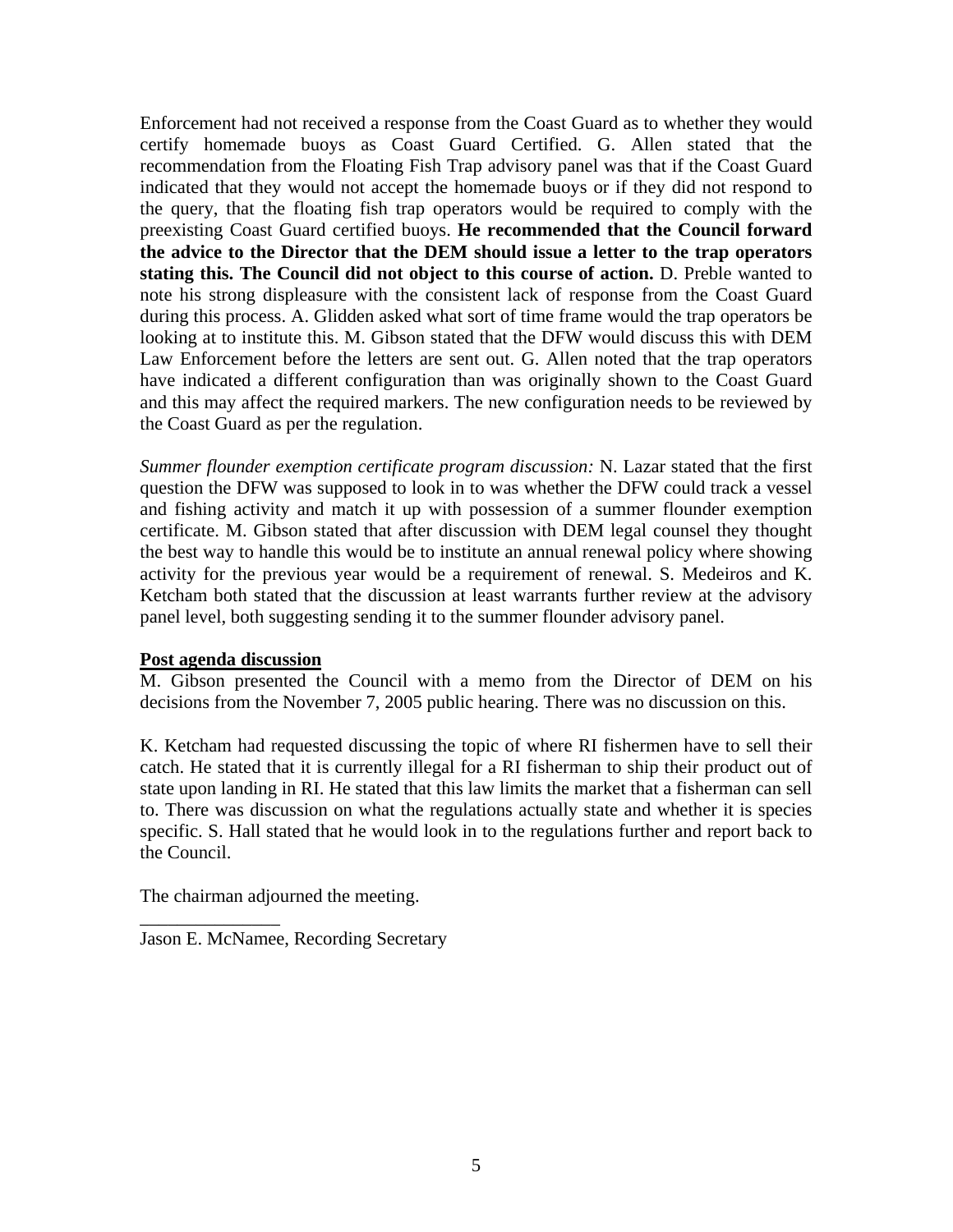Enforcement had not received a response from the Coast Guard as to whether they would certify homemade buoys as Coast Guard Certified. G. Allen stated that the recommendation from the Floating Fish Trap advisory panel was that if the Coast Guard indicated that they would not accept the homemade buoys or if they did not respond to the query, that the floating fish trap operators would be required to comply with the preexisting Coast Guard certified buoys. **He recommended that the Council forward the advice to the Director that the DEM should issue a letter to the trap operators stating this. The Council did not object to this course of action.** D. Preble wanted to note his strong displeasure with the consistent lack of response from the Coast Guard during this process. A. Glidden asked what sort of time frame would the trap operators be looking at to institute this. M. Gibson stated that the DFW would discuss this with DEM Law Enforcement before the letters are sent out. G. Allen noted that the trap operators have indicated a different configuration than was originally shown to the Coast Guard and this may affect the required markers. The new configuration needs to be reviewed by the Coast Guard as per the regulation.

*Summer flounder exemption certificate program discussion:* N. Lazar stated that the first question the DFW was supposed to look in to was whether the DFW could track a vessel and fishing activity and match it up with possession of a summer flounder exemption certificate. M. Gibson stated that after discussion with DEM legal counsel they thought the best way to handle this would be to institute an annual renewal policy where showing activity for the previous year would be a requirement of renewal. S. Medeiros and K. Ketcham both stated that the discussion at least warrants further review at the advisory panel level, both suggesting sending it to the summer flounder advisory panel.

**<u>Post agenda discussion</u>**

M. Gibson presented the Council with a memo from the Director of DEM on his decisions from the November 7, 2005 public hearing. There was no discussion on this.

K. Ketcham had requested discussing the topic of where RI fishermen have to sell their catch. He stated that it is currently illegal for a RI fisherman to ship their product out of state upon landing in RI. He stated that this law limits the market that a fisherman can sell to. There was discussion on what the regulations actually state and whether it is species specific. S. Hall stated that he would look in to the regulations further and report back to the Council.

The chairman adjourned the meeting.

_______________

Jason E. McNamee, Recording Secretary